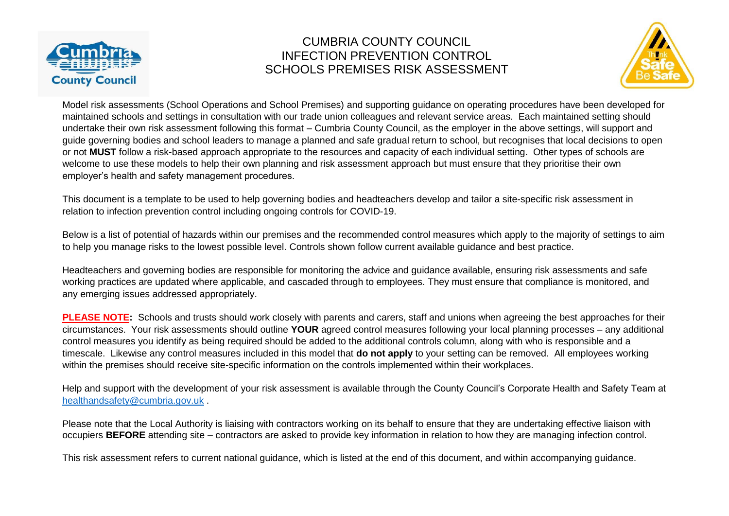# CUMBRIA COUNTY COUNCIL
# INFECTION PREVENTION CONTROL
# SCHOOLS PREMISES RISK ASSESSMENT

Model risk assessments (School Operations and School Premises) and supporting guidance on operating procedures have been developed for maintained schools and settings in consultation with our trade union colleagues and relevant service areas. Each maintained setting should undertake their own risk assessment following this format – Cumbria County Council, as the employer in the above settings, will support and guide governing bodies and school leaders to manage a planned and safe gradual return to school, but recognises that local decisions to open or not **MUST** follow a risk-based approach appropriate to the resources and capacity of each individual setting. Other types of schools are welcome to use these models to help their own planning and risk assessment approach but must ensure that they prioritise their own employer's health and safety management procedures.

This document is a template to be used to help governing bodies and headteachers develop and tailor a site-specific risk assessment in relation to infection prevention control including ongoing controls for COVID-19.

Below is a list of potential of hazards within our premises and the recommended control measures which apply to the majority of settings to aim to help you manage risks to the lowest possible level. Controls shown follow current available guidance and best practice.

Headteachers and governing bodies are responsible for monitoring the advice and guidance available, ensuring risk assessments and safe working practices are updated where applicable, and cascaded through to employees. They must ensure that compliance is monitored, and any emerging issues addressed appropriately.

**PLEASE NOTE:** Schools and trusts should work closely with parents and carers, staff and unions when agreeing the best approaches for their circumstances. Your risk assessments should outline **YOUR** agreed control measures following your local planning processes – any additional control measures you identify as being required should be added to the additional controls column, along with who is responsible and a timescale. Likewise any control measures included in this model that **do not apply** to your setting can be removed. All employees working within the premises should receive site-specific information on the controls implemented within their workplaces.

Help and support with the development of your risk assessment is available through the County Council's Corporate Health and Safety Team at healthandsafety@cumbria.gov.uk .

Please note that the Local Authority is liaising with contractors working on its behalf to ensure that they are undertaking effective liaison with occupiers **BEFORE** attending site – contractors are asked to provide key information in relation to how they are managing infection control.

This risk assessment refers to current national guidance, which is listed at the end of this document, and within accompanying guidance.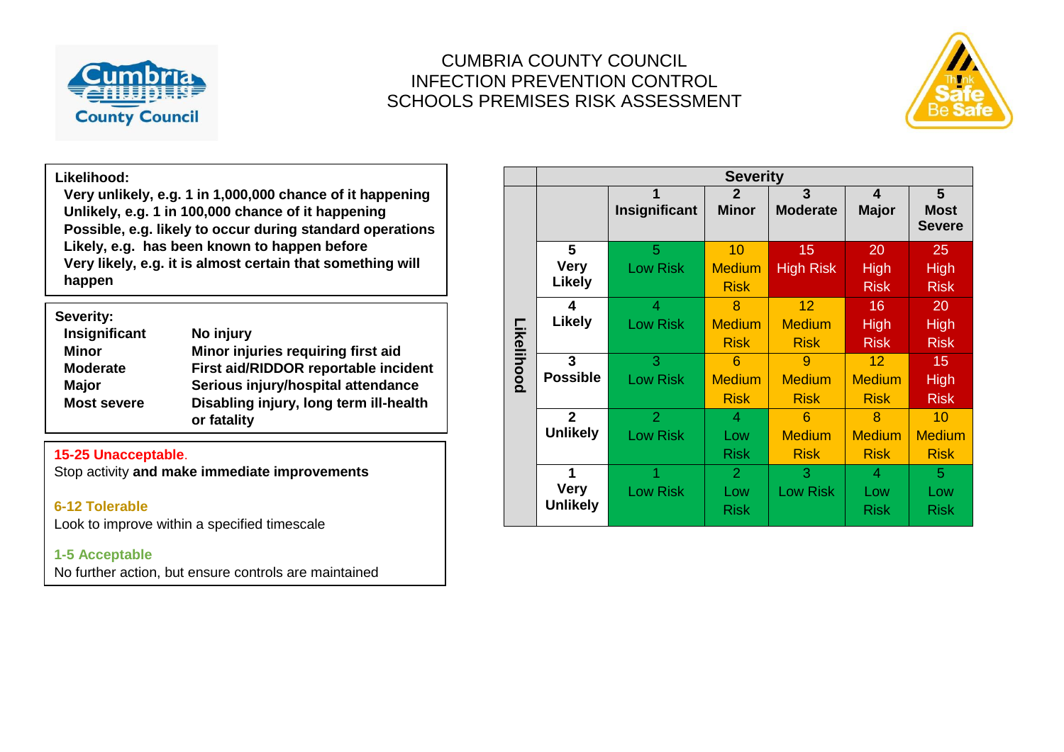CUMBRIA COUNTY COUNCIL
INFECTION PREVENTION CONTROL
SCHOOLS PREMISES RISK ASSESSMENT

**Likelihood:**

**Very unlikely, e.g. 1 in 1,000,000 chance of it happening**
**Unlikely, e.g. 1 in 100,000 chance of it happening**
**Possible, e.g. likely to occur during standard operations**
**Likely, e.g. has been known to happen before**
**Very likely, e.g. it is almost certain that something will happen**

**Severity:**

| | |
|---|---|
| **Insignificant** | **No injury** |
| **Minor** | **Minor injuries requiring first aid** |
| **Moderate** | **First aid/RIDDOR reportable incident** |
| **Major** | **Serious injury/hospital attendance** |
| **Most severe** | **Disabling injury, long term ill-health or fatality** |

**15-25 Unacceptable**.
Stop activity **and make immediate improvements**

**6-12 Tolerable**
Look to improve within a specified timescale

**1-5 Acceptable**
No further action, but ensure controls are maintained

| | | **Severity** | | | | |
|---|---|---|---|---|---|---|
| **Likelihood** | | **1 Insignificant** | **2 Minor** | **3 Moderate** | **4 Major** | **5 Most Severe** |
| | **5 Very Likely** | 5 Low Risk | 10 Medium Risk | 15 High Risk | 20 High Risk | 25 High Risk |
| | **4 Likely** | 4 Low Risk | 8 Medium Risk | 12 Medium Risk | 16 High Risk | 20 High Risk |
| | **3 Possible** | 3 Low Risk | 6 Medium Risk | 9 Medium Risk | 12 Medium Risk | 15 High Risk |
| | **2 Unlikely** | 2 Low Risk | 4 Low Risk | 6 Medium Risk | 8 Medium Risk | 10 Medium Risk |
| | **1 Very Unlikely** | 1 Low Risk | 2 Low Risk | 3 Low Risk | 4 Low Risk | 5 Low Risk |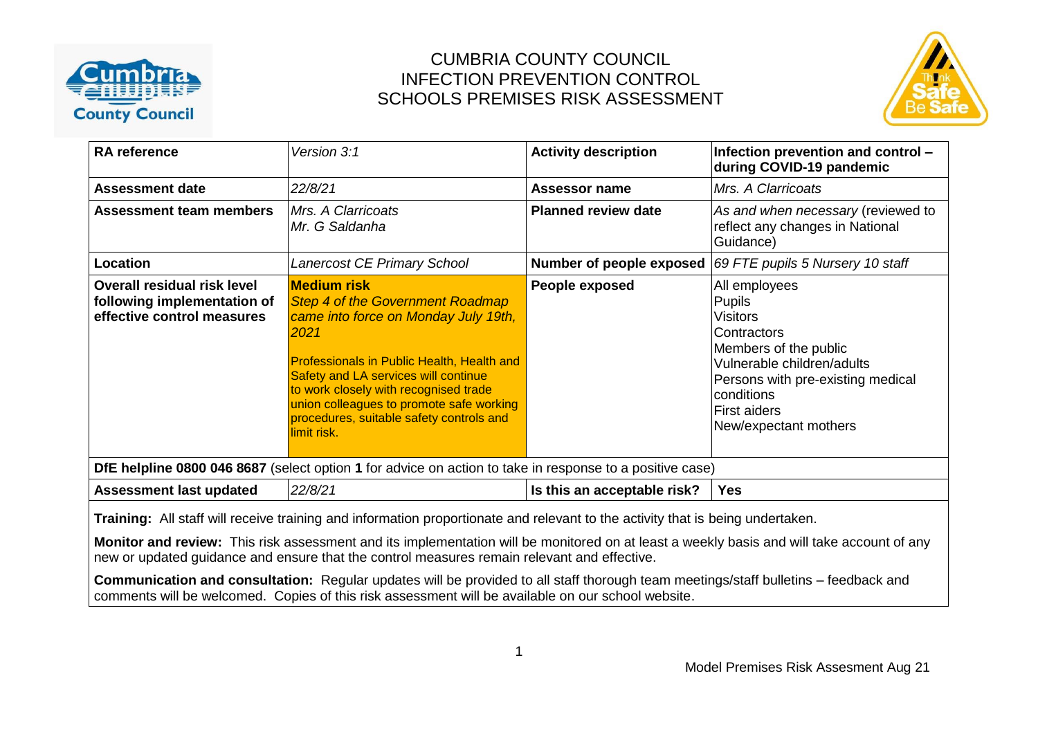# CUMBRIA COUNTY COUNCIL
# INFECTION PREVENTION CONTROL
# SCHOOLS PREMISES RISK ASSESSMENT

| **RA reference** | *Version 3:1* | **Activity description** | **Infection prevention and control – during COVID-19 pandemic** |
|---|---|---|---|
| **Assessment date** | *22/8/21* | **Assessor name** | *Mrs. A Clarricoats* |
| **Assessment team members** | *Mrs. A Clarricoats*<br>*Mr. G Saldanha* | **Planned review date** | *As and when necessary* (reviewed to reflect any changes in National Guidance) |
| **Location** | *Lanercost CE Primary School* | **Number of people exposed** | *69 FTE pupils 5 Nursery 10 staff* |
| **Overall residual risk level following implementation of effective control measures** | **Medium risk**<br>*Step 4 of the Government Roadmap came into force on Monday July 19th, 2021*<br><br>Professionals in Public Health, Health and Safety and LA services will continue to work closely with recognised trade union colleagues to promote safe working procedures, suitable safety controls and limit risk. | **People exposed** | All employees<br>Pupils<br>Visitors<br>Contractors<br>Members of the public<br>Vulnerable children/adults<br>Persons with pre-existing medical conditions<br>First aiders<br>New/expectant mothers |
| **DfE helpline 0800 046 8687** (select option **1** for advice on action to take in response to a positive case) | | | |
| **Assessment last updated** | *22/8/21* | **Is this an acceptable risk?** | **Yes** |

**Training:** All staff will receive training and information proportionate and relevant to the activity that is being undertaken.

**Monitor and review:** This risk assessment and its implementation will be monitored on at least a weekly basis and will take account of any new or updated guidance and ensure that the control measures remain relevant and effective.

**Communication and consultation:** Regular updates will be provided to all staff thorough team meetings/staff bulletins – feedback and comments will be welcomed. Copies of this risk assessment will be available on our school website.

Model Premises Risk Assesment Aug 21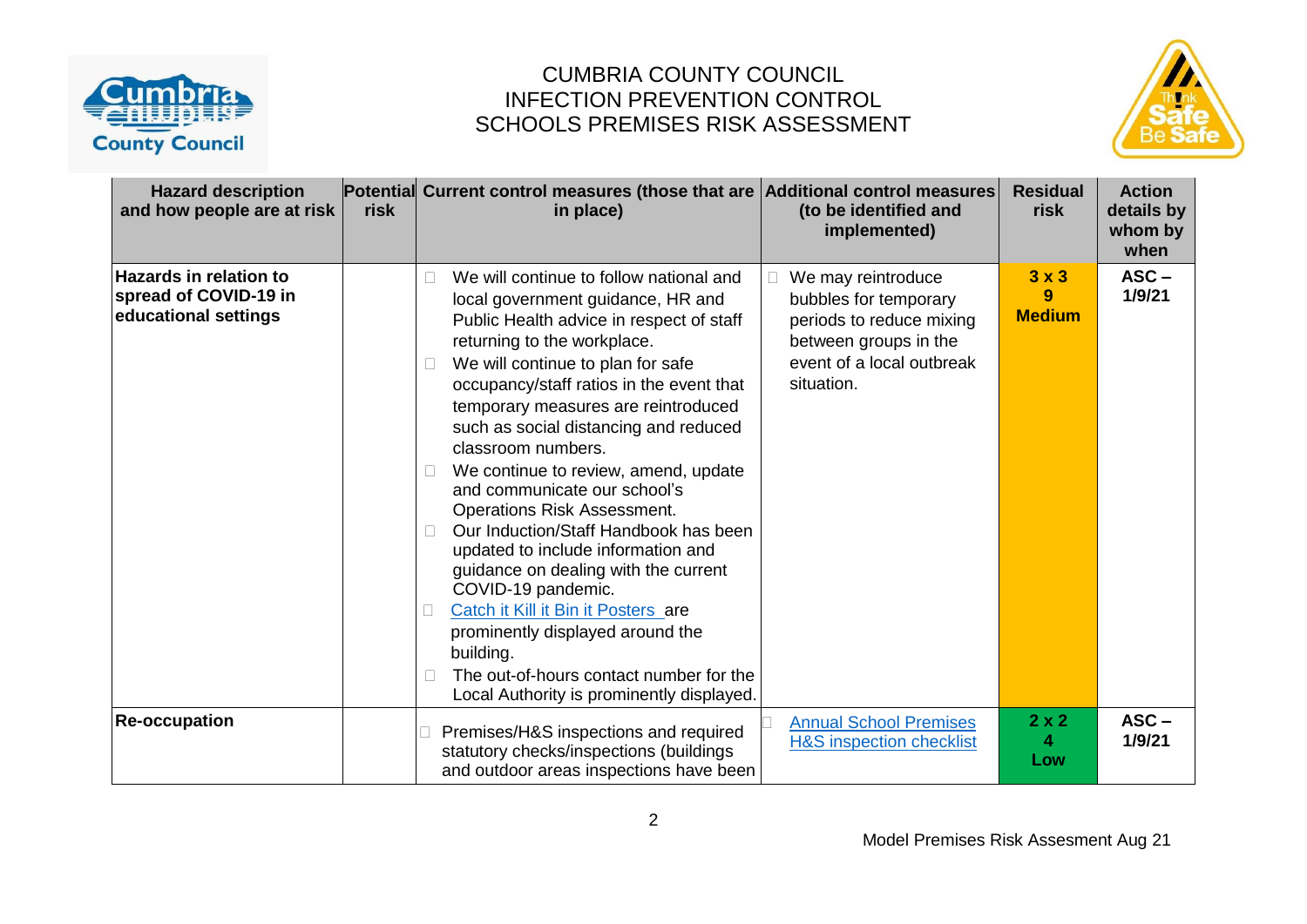CUMBRIA COUNTY COUNCIL
INFECTION PREVENTION CONTROL
SCHOOLS PREMISES RISK ASSESSMENT

| Hazard description and how people are at risk | Potential risk | Current control measures (those that are in place) | Additional control measures (to be identified and implemented) | Residual risk | Action details by whom by when |
|---|---|---|---|---|---|
| **Hazards in relation to spread of COVID-19 in educational settings** | | - We will continue to follow national and local government guidance, HR and Public Health advice in respect of staff returning to the workplace.<br>- We will continue to plan for safe occupancy/staff ratios in the event that temporary measures are reintroduced such as social distancing and reduced classroom numbers.<br>- We continue to review, amend, update and communicate our school's Operations Risk Assessment.<br>- Our Induction/Staff Handbook has been updated to include information and guidance on dealing with the current COVID-19 pandemic.<br>- [Catch it Kill it Bin it Posters](#) are prominently displayed around the building.<br>- The out-of-hours contact number for the Local Authority is prominently displayed. | - We may reintroduce bubbles for temporary periods to reduce mixing between groups in the event of a local outbreak situation. | **3 x 3**<br>**9**<br>**Medium** | **ASC – 1/9/21** |
| **Re-occupation** | | - Premises/H&S inspections and required statutory checks/inspections (buildings and outdoor areas inspections have been | - [Annual School Premises H&S inspection checklist](#) | **2 x 2**<br>**4**<br>**Low** | **ASC – 1/9/21** |

Model Premises Risk Assesment Aug 21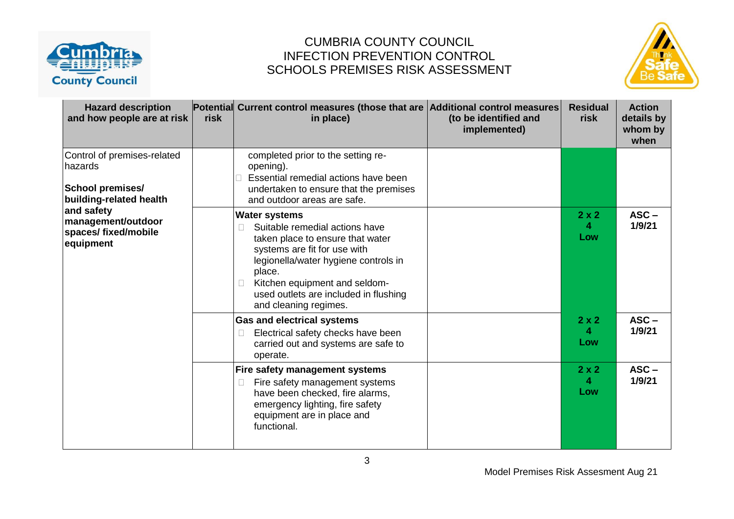# CUMBRIA COUNTY COUNCIL
# INFECTION PREVENTION CONTROL
# SCHOOLS PREMISES RISK ASSESSMENT

| Hazard description and how people are at risk | Potential risk | Current control measures (those that are in place) | Additional control measures (to be identified and implemented) | Residual risk | Action details by whom by when |
|---|---|---|---|---|---|
| Control of premises-related hazards<br><br>**School premises/ building-related health and safety management/outdoor spaces/ fixed/mobile equipment** | | completed prior to the setting re-opening).<br>- Essential remedial actions have been undertaken to ensure that the premises and outdoor areas are safe. | | | |
| | | **Water systems**<br>- Suitable remedial actions have taken place to ensure that water systems are fit for use with legionella/water hygiene controls in place.<br>- Kitchen equipment and seldom-used outlets are included in flushing and cleaning regimes. | | **2 x 2<br>4<br>Low** | **ASC – 1/9/21** |
| | | **Gas and electrical systems**<br>- Electrical safety checks have been carried out and systems are safe to operate. | | **2 x 2<br>4<br>Low** | **ASC – 1/9/21** |
| | | **Fire safety management systems**<br>- Fire safety management systems have been checked, fire alarms, emergency lighting, fire safety equipment are in place and functional. | | **2 x 2<br>4<br>Low** | **ASC – 1/9/21** |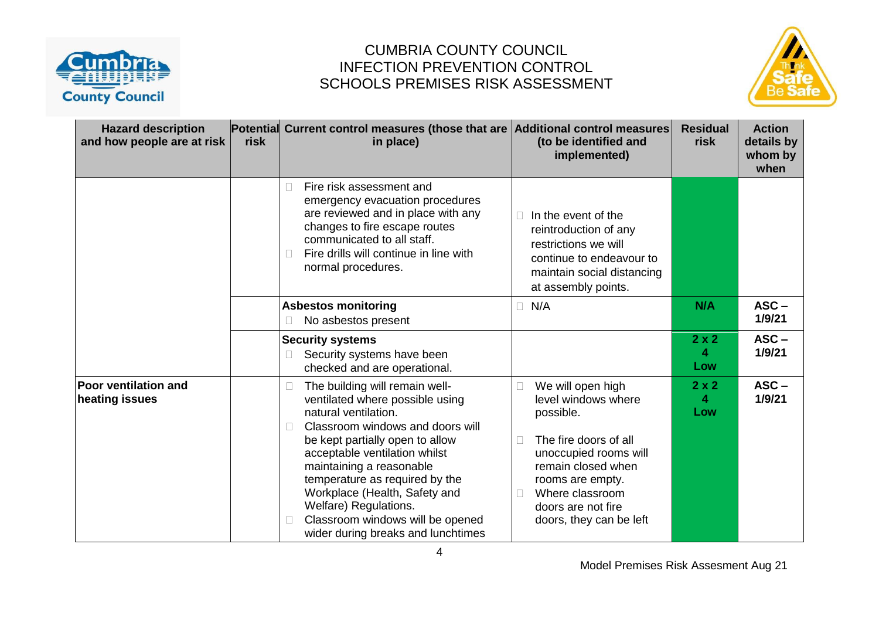# CUMBRIA COUNTY COUNCIL
# INFECTION PREVENTION CONTROL
# SCHOOLS PREMISES RISK ASSESSMENT

| Hazard description and how people are at risk | Potential risk | Current control measures (those that are in place) | Additional control measures (to be identified and implemented) | Residual risk | Action details by whom by when |
|---|---|---|---|---|---|
| | | - Fire risk assessment and emergency evacuation procedures are reviewed and in place with any changes to fire escape routes communicated to all staff.<br>- Fire drills will continue in line with normal procedures. | - In the event of the reintroduction of any restrictions we will continue to endeavour to maintain social distancing at assembly points. | | |
| | | **Asbestos monitoring**<br>- No asbestos present | - N/A | **N/A** | **ASC – 1/9/21** |
| | | **Security systems**<br>- Security systems have been checked and are operational. | | **2 x 2<br>4<br>Low** | **ASC – 1/9/21** |
| **Poor ventilation and heating issues** | | - The building will remain well-ventilated where possible using natural ventilation.<br>- Classroom windows and doors will be kept partially open to allow acceptable ventilation whilst maintaining a reasonable temperature as required by the Workplace (Health, Safety and Welfare) Regulations.<br>- Classroom windows will be opened wider during breaks and lunchtimes | - We will open high level windows where possible.<br>- The fire doors of all unoccupied rooms will remain closed when rooms are empty.<br>- Where classroom doors are not fire doors, they can be left | **2 x 2<br>4<br>Low** | **ASC – 1/9/21** |

Model Premises Risk Assesment Aug 21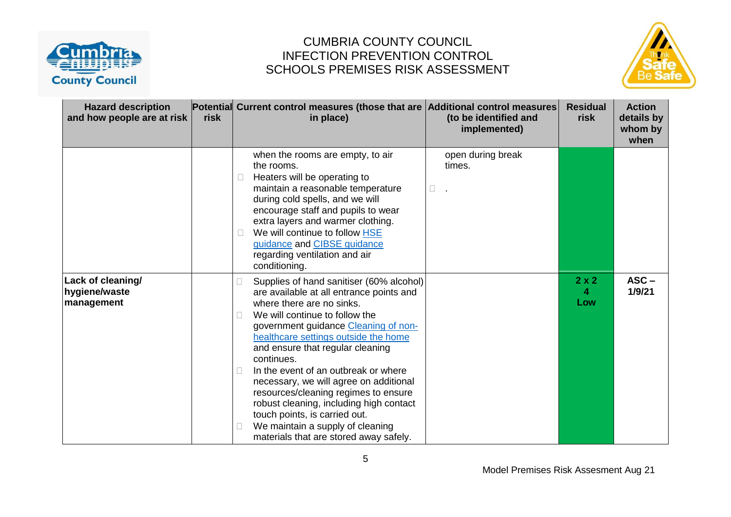# CUMBRIA COUNTY COUNCIL
# INFECTION PREVENTION CONTROL
# SCHOOLS PREMISES RISK ASSESSMENT

| Hazard description and how people are at risk | Potential risk | Current control measures (those that are in place) | Additional control measures (to be identified and implemented) | Residual risk | Action details by whom by when |
|---|---|---|---|---|---|
| | | when the rooms are empty, to air the rooms.<br>- Heaters will be operating to maintain a reasonable temperature during cold spells, and we will encourage staff and pupils to wear extra layers and warmer clothing.<br>- We will continue to follow [HSE guidance]() and [CIBSE guidance]() regarding ventilation and air conditioning. | open during break times.<br>- . | | |
| **Lack of cleaning/ hygiene/waste management** | | - Supplies of hand sanitiser (60% alcohol) are available at all entrance points and where there are no sinks.<br>- We will continue to follow the government guidance [Cleaning of non-healthcare settings outside the home]() and ensure that regular cleaning continues.<br>- In the event of an outbreak or where necessary, we will agree on additional resources/cleaning regimes to ensure robust cleaning, including high contact touch points, is carried out.<br>- We maintain a supply of cleaning materials that are stored away safely. | | **2 x 2<br>4<br>Low** | **ASC – 1/9/21** |

Model Premises Risk Assesment Aug 21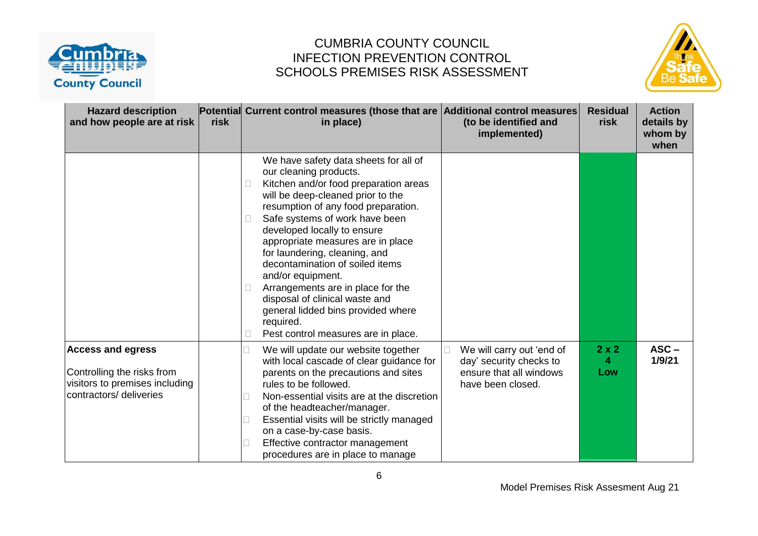CUMBRIA COUNTY COUNCIL
INFECTION PREVENTION CONTROL
SCHOOLS PREMISES RISK ASSESSMENT

| Hazard description and how people are at risk | Potential risk | Current control measures (those that are in place) | Additional control measures (to be identified and implemented) | Residual risk | Action details by whom by when |
|---|---|---|---|---|---|
| | | We have safety data sheets for all of our cleaning products.<br>- Kitchen and/or food preparation areas will be deep-cleaned prior to the resumption of any food preparation.<br>- Safe systems of work have been developed locally to ensure appropriate measures are in place for laundering, cleaning, and decontamination of soiled items and/or equipment.<br>- Arrangements are in place for the disposal of clinical waste and general lidded bins provided where required.<br>- Pest control measures are in place. | | | |
| **Access and egress**<br><br>Controlling the risks from visitors to premises including contractors/ deliveries | | - We will update our website together with local cascade of clear guidance for parents on the precautions and sites rules to be followed.<br>- Non-essential visits are at the discretion of the headteacher/manager.<br>- Essential visits will be strictly managed on a case-by-case basis.<br>- Effective contractor management procedures are in place to manage | - We will carry out 'end of day' security checks to ensure that all windows have been closed. | **2 x 2<br>4<br>Low** | **ASC – 1/9/21** |

Model Premises Risk Assesment Aug 21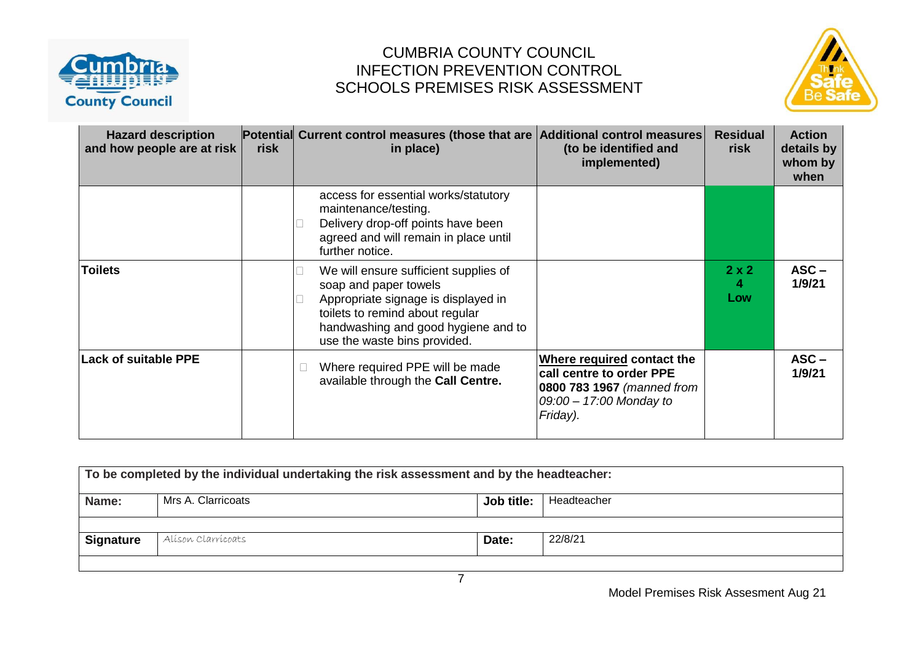CUMBRIA COUNTY COUNCIL
INFECTION PREVENTION CONTROL
SCHOOLS PREMISES RISK ASSESSMENT

| Hazard description and how people are at risk | Potential risk | Current control measures (those that are in place) | Additional control measures (to be identified and implemented) | Residual risk | Action details by whom by when |
|---|---|---|---|---|---|
| | | access for essential works/statutory maintenance/testing.<br>☐ Delivery drop-off points have been agreed and will remain in place until further notice. | | | |
| **Toilets** | | ☐ We will ensure sufficient supplies of soap and paper towels<br>☐ Appropriate signage is displayed in toilets to remind about regular handwashing and good hygiene and to use the waste bins provided. | | **2 x 2<br>4<br>Low** | **ASC – 1/9/21** |
| **Lack of suitable PPE** | | ☐ Where required PPE will be made available through the **Call Centre.** | **<u>Where required</u> contact the call centre to order PPE 0800 783 1967** *(manned from 09:00 – 17:00 Monday to Friday).* | | **ASC – 1/9/21** |

| To be completed by the individual undertaking the risk assessment and by the headteacher: | | | |
|---|---|---|---|
| **Name:** | Mrs A. Clarricoats | **Job title:** | Headteacher |
| **Signature** | Alison Clarricoats | **Date:** | 22/8/21 |

Model Premises Risk Assesment Aug 21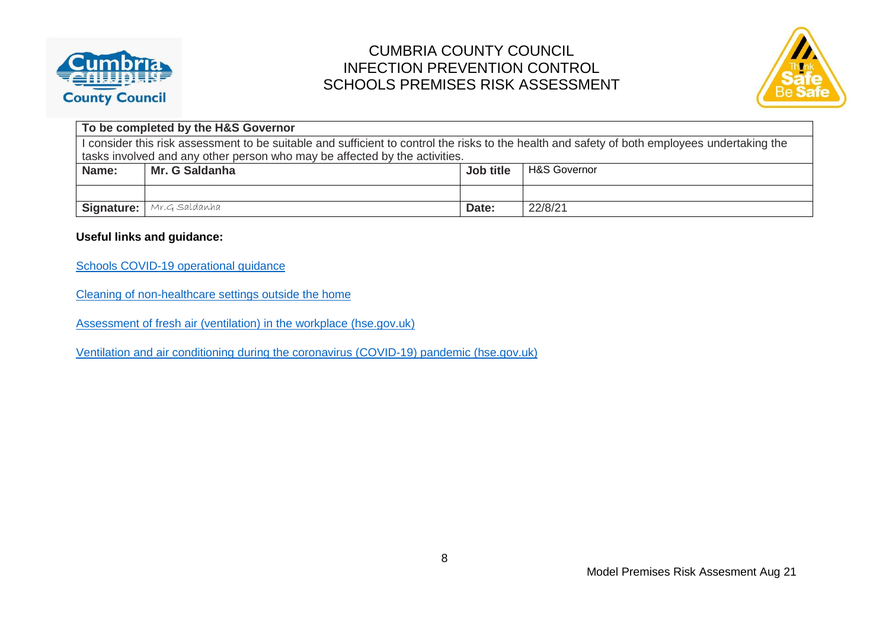# CUMBRIA COUNTY COUNCIL
# INFECTION PREVENTION CONTROL
# SCHOOLS PREMISES RISK ASSESSMENT

| To be completed by the H&S Governor | | | |
|---|---|---|---|
| I consider this risk assessment to be suitable and sufficient to control the risks to the health and safety of both employees undertaking the tasks involved and any other person who may be affected by the activities. | | | |
| **Name:** | **Mr. G Saldanha** | **Job title** | H&S Governor |
| | | | |
| **Signature:** | Mr.G Saldanha | **Date:** | 22/8/21 |

**Useful links and guidance:**

Schools COVID-19 operational guidance

Cleaning of non-healthcare settings outside the home

Assessment of fresh air (ventilation) in the workplace (hse.gov.uk)

Ventilation and air conditioning during the coronavirus (COVID-19) pandemic (hse.gov.uk)